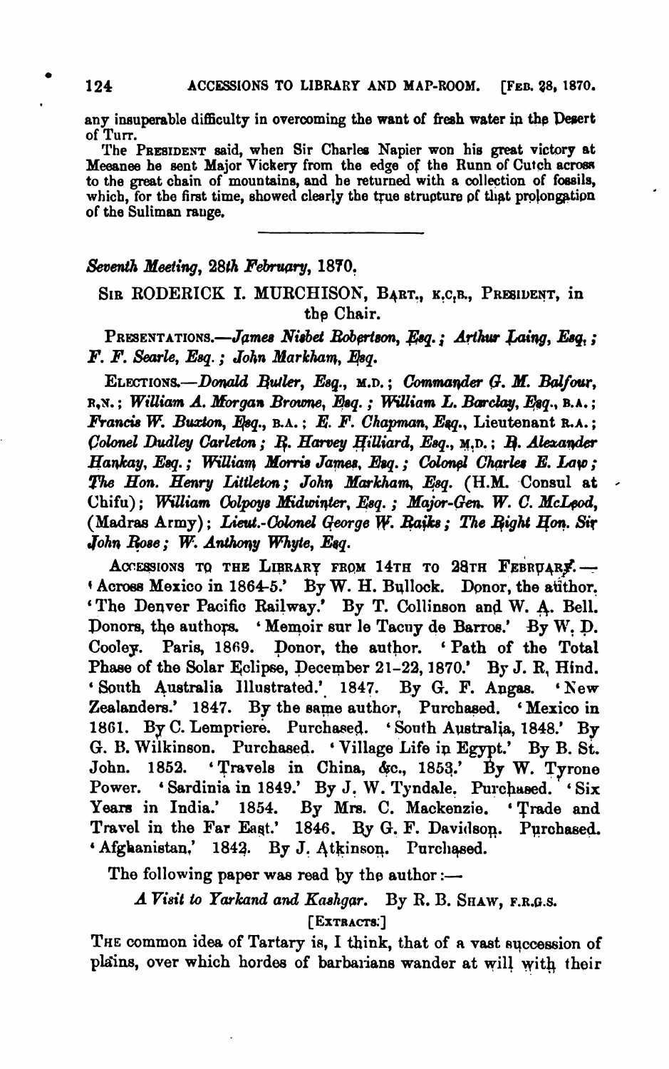any insuperable difficulty in overcoming the want of fresh water in the Desert of Turr.

The PRESIDENT said, when Sir Charles Napier won his great victory at Meeanee he sent Major Vickery from the edge of the Runn of Cutch across to the great chain of mountains, and he returned with a collection of fossils, which, for the first time, showed clearly the true structure of that prolongation of the Suliman range.

---

*Seventh Meeting, 28th February, 1870.*

SIR RODERICK I. MURCHISON, BART., K.C.B., PRESIDENT, in the Chair.

PRESENTATIONS.—*James Nisbet Robertson, Esq.; Arthur Laing, Esq.; F. F. Searle, Esq.; John Markham, Esq.*

ELECTIONS.—*Donald Butler, Esq.,* M.D.; *Commander G. M. Balfour,* R.N.; *William A. Morgan Browne, Esq.; William L. Barclay, Esq.,* B.A.; *Francis W. Buxton, Esq.,* B.A.; *E. F. Chapman, Esq.,* Lieutenant R.A.; *Colonel Dudley Carleton; R. Harvey Hilliard, Esq.,* M.D.; *R. Alexander Hankay, Esq.; William Morris James, Esq.; Colonel Charles E. Law; The Hon. Henry Littleton; John Markham, Esq.* (H.M. Consul at Chifu); *William Colpoys Midwinter, Esq.; Major-Gen. W. C. McLeod,* (Madras Army); *Lieut.-Colonel George W. Raikes; The Right Hon. Sir John Rose; W. Anthony Whyte, Esq.*

ACCESSIONS TO THE LIBRARY FROM 14TH TO 28TH FEBRUARY.— 'Across Mexico in 1864-5.' By W. H. Bullock. Donor, the author. 'The Denver Pacific Railway.' By T. Collinson and W. A. Bell. Donors, the authors. 'Memoir sur le Tacuy de Barros.' By W. D. Cooley. Paris, 1869. Donor, the author. 'Path of the Total Phase of the Solar Eclipse, December 21-22, 1870.' By J. R. Hind. 'South Australia Illustrated.' 1847. By G. F. Angas. 'New Zealanders.' 1847. By the same author, Purchased. 'Mexico in 1861. By C. Lempriere. Purchased. 'South Australia, 1848.' By G. B. Wilkinson. Purchased. 'Village Life in Egypt.' By B. St. John. 1852. 'Travels in China, &c., 1853.' By W. Tyrone Power. 'Sardinia in 1849.' By J. W. Tyndale. Purchased. 'Six Years in India.' 1854. By Mrs. C. Mackenzie. 'Trade and Travel in the Far East.' 1846. By G. F. Davidson. Purchased. 'Afghanistan,' 1842. By J. Atkinson. Purchased.

The following paper was read by the author:—

*A Visit to Yarkand and Kashgar.* By R. B. SHAW, F.R.G.S.

[EXTRACTS.]

THE common idea of Tartary is, I think, that of a vast succession of plains, over which hordes of barbarians wander at will with their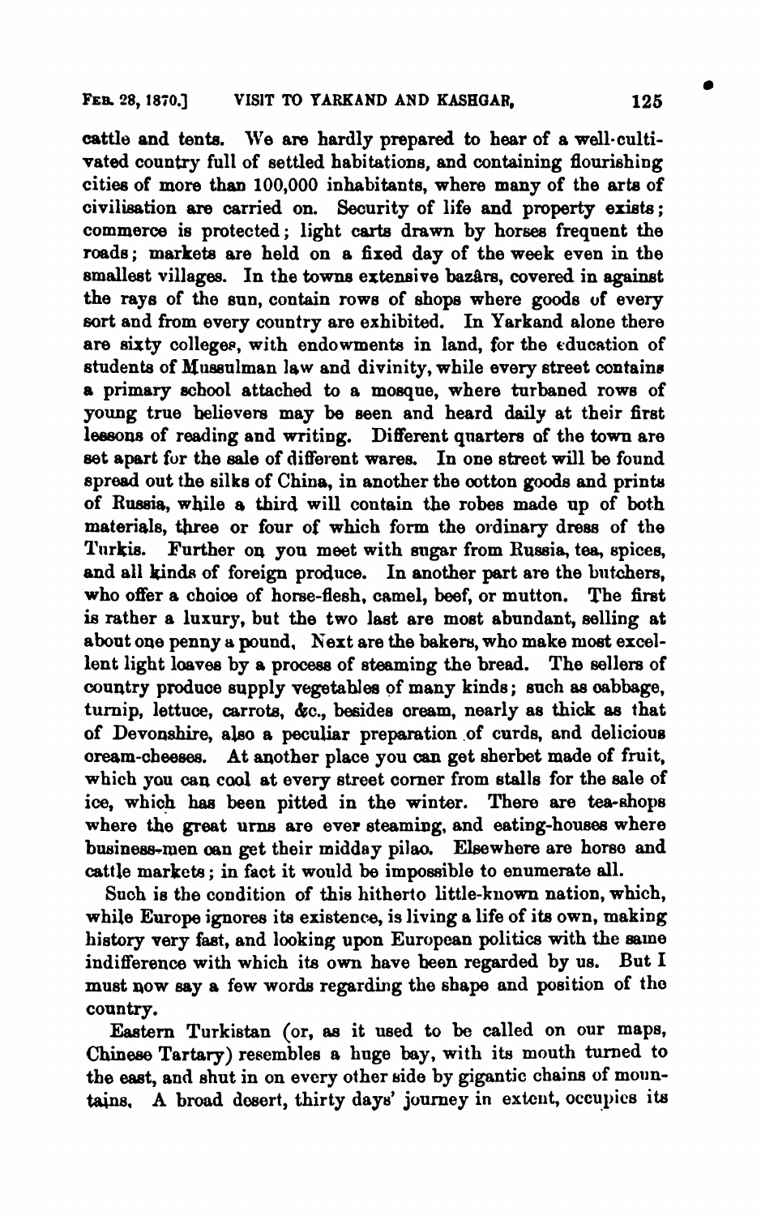cattle and tents. We are hardly prepared to hear of a well-cultivated country full of settled habitations, and containing flourishing cities of more than 100,000 inhabitants, where many of the arts of civilisation are carried on. Security of life and property exists; commerce is protected; light carts drawn by horses frequent the roads; markets are held on a fixed day of the week even in the smallest villages. In the towns extensive bazârs, covered in against the rays of the sun, contain rows of shops where goods of every sort and from every country are exhibited. In Yarkand alone there are sixty colleges, with endowments in land, for the education of students of Mussulman law and divinity, while every street contains a primary school attached to a mosque, where turbaned rows of young true believers may be seen and heard daily at their first lessons of reading and writing. Different quarters of the town are set apart for the sale of different wares. In one street will be found spread out the silks of China, in another the cotton goods and prints of Russia, while a third will contain the robes made up of both materials, three or four of which form the ordinary dress of the Turkis. Further on you meet with sugar from Russia, tea, spices, and all kinds of foreign produce. In another part are the butchers, who offer a choice of horse-flesh, camel, beef, or mutton. The first is rather a luxury, but the two last are most abundant, selling at about one penny a pound. Next are the bakers, who make most excellent light loaves by a process of steaming the bread. The sellers of country produce supply vegetables of many kinds; such as cabbage, turnip, lettuce, carrots, &c., besides cream, nearly as thick as that of Devonshire, also a peculiar preparation of curds, and delicious cream-cheeses. At another place you can get sherbet made of fruit, which you can cool at every street corner from stalls for the sale of ice, which has been pitted in the winter. There are tea-shops where the great urns are ever steaming, and eating-houses where business-men can get their midday pilao. Elsewhere are horse and cattle markets; in fact it would be impossible to enumerate all.

Such is the condition of this hitherto little-known nation, which, while Europe ignores its existence, is living a life of its own, making history very fast, and looking upon European politics with the same indifference with which its own have been regarded by us. But I must now say a few words regarding the shape and position of the country.

Eastern Turkistan (or, as it used to be called on our maps, Chinese Tartary) resembles a huge bay, with its mouth turned to the east, and shut in on every other side by gigantic chains of mountains. A broad desert, thirty days' journey in extent, occupies its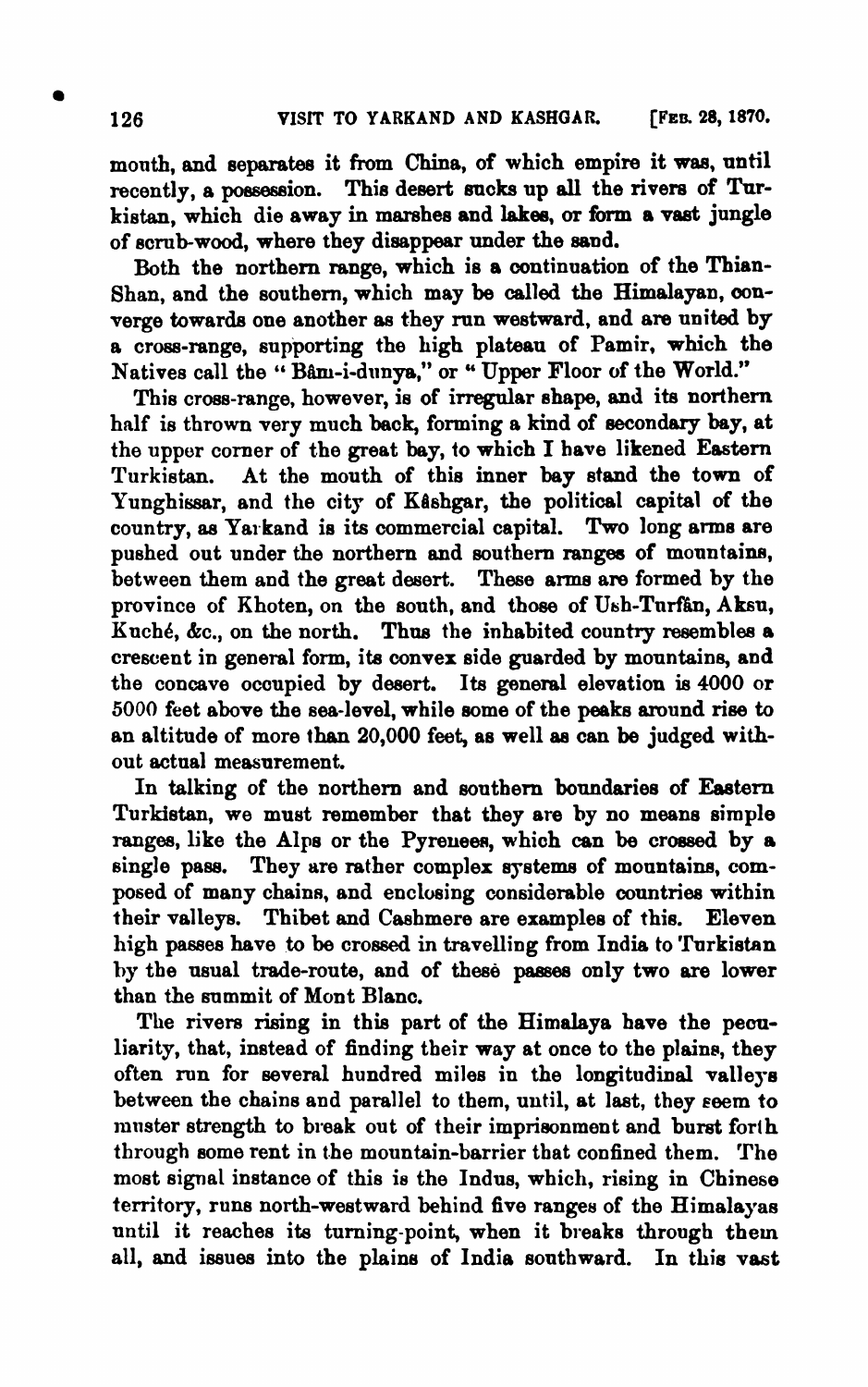mouth, and separates it from China, of which empire it was, until recently, a possession. This desert sucks up all the rivers of Turkistan, which die away in marshes and lakes, or form a vast jungle of scrub-wood, where they disappear under the sand.

Both the northern range, which is a continuation of the Thian-Shan, and the southern, which may be called the Himalayan, converge towards one another as they run westward, and are united by a cross-range, supporting the high plateau of Pamir, which the Natives call the "Bâm-i-dunya," or "Upper Floor of the World."

This cross-range, however, is of irregular shape, and its northern half is thrown very much back, forming a kind of secondary bay, at the upper corner of the great bay, to which I have likened Eastern Turkistan. At the mouth of this inner bay stand the town of Yunghissar, and the city of Kâshgar, the political capital of the country, as Yarkand is its commercial capital. Two long arms are pushed out under the northern and southern ranges of mountains, between them and the great desert. These arms are formed by the province of Khoten, on the south, and those of Ush-Turfân, Aksu, Kuché, &c., on the north. Thus the inhabited country resembles a crescent in general form, its convex side guarded by mountains, and the concave occupied by desert. Its general elevation is 4000 or 5000 feet above the sea-level, while some of the peaks around rise to an altitude of more than 20,000 feet, as well as can be judged without actual measurement.

In talking of the northern and southern boundaries of Eastern Turkistan, we must remember that they are by no means simple ranges, like the Alps or the Pyrenees, which can be crossed by a single pass. They are rather complex systems of mountains, composed of many chains, and enclosing considerable countries within their valleys. Thibet and Cashmere are examples of this. Eleven high passes have to be crossed in travelling from India to Turkistan by the usual trade-route, and of these passes only two are lower than the summit of Mont Blanc.

The rivers rising in this part of the Himalaya have the peculiarity, that, instead of finding their way at once to the plains, they often run for several hundred miles in the longitudinal valleys between the chains and parallel to them, until, at last, they seem to muster strength to break out of their imprisonment and burst forth through some rent in the mountain-barrier that confined them. The most signal instance of this is the Indus, which, rising in Chinese territory, runs north-westward behind five ranges of the Himalayas until it reaches its turning-point, when it breaks through them all, and issues into the plains of India southward. In this vast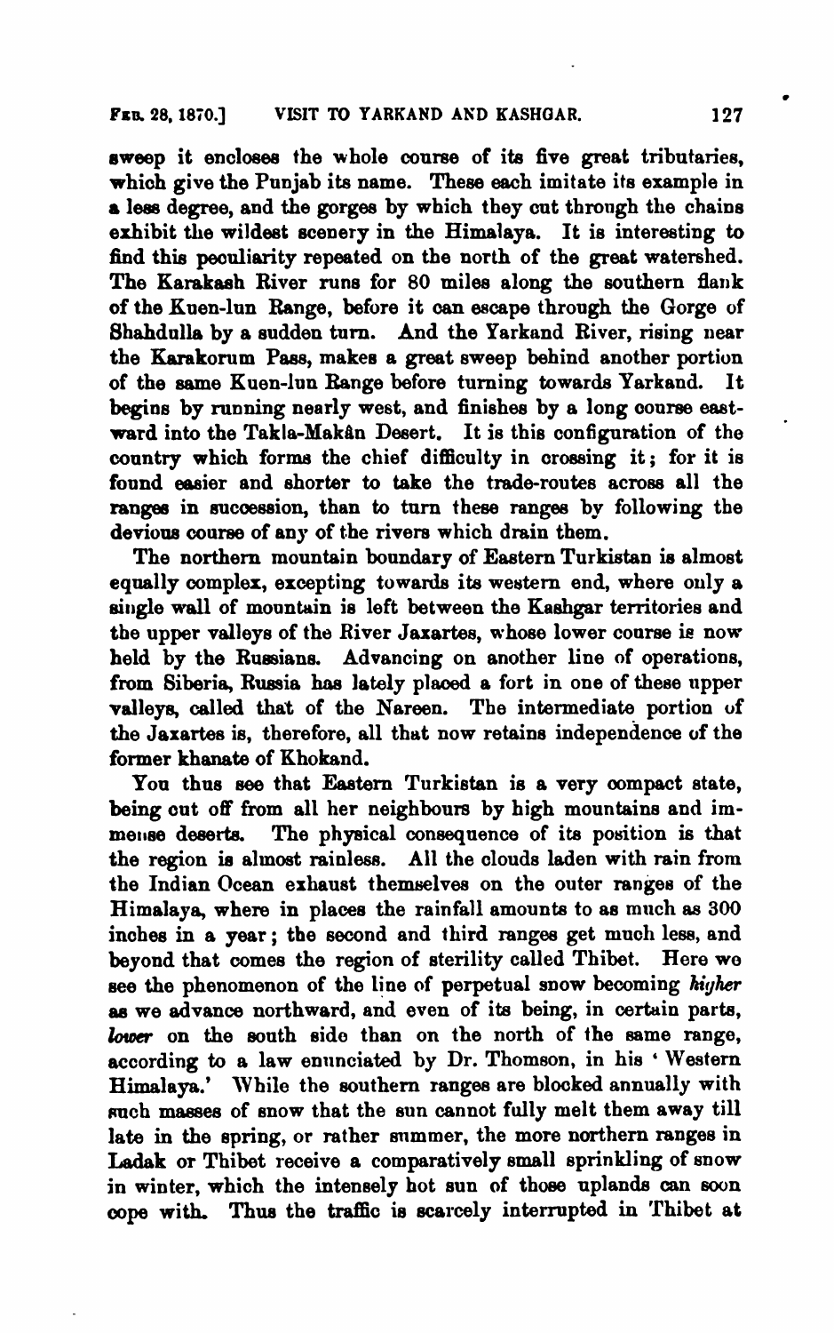sweep it encloses the whole course of its five great tributaries, which give the Punjab its name. These each imitate its example in a less degree, and the gorges by which they cut through the chains exhibit the wildest scenery in the Himalaya. It is interesting to find this peculiarity repeated on the north of the great watershed. The Karakash River runs for 80 miles along the southern flank of the Kuen-lun Range, before it can escape through the Gorge of Shahdulla by a sudden turn. And the Yarkand River, rising near the Karakorum Pass, makes a great sweep behind another portion of the same Kuen-lun Range before turning towards Yarkand. It begins by running nearly west, and finishes by a long course eastward into the Takla-Makân Desert. It is this configuration of the country which forms the chief difficulty in crossing it; for it is found easier and shorter to take the trade-routes across all the ranges in succession, than to turn these ranges by following the devious course of any of the rivers which drain them.

The northern mountain boundary of Eastern Turkistan is almost equally complex, excepting towards its western end, where only a single wall of mountain is left between the Kashgar territories and the upper valleys of the River Jaxartes, whose lower course is now held by the Russians. Advancing on another line of operations, from Siberia, Russia has lately placed a fort in one of these upper valleys, called that of the Nareen. The intermediate portion of the Jaxartes is, therefore, all that now retains independence of the former khanate of Khokand.

You thus see that Eastern Turkistan is a very compact state, being cut off from all her neighbours by high mountains and immense deserts. The physical consequence of its position is that the region is almost rainless. All the clouds laden with rain from the Indian Ocean exhaust themselves on the outer ranges of the Himalaya, where in places the rainfall amounts to as much as 300 inches in a year; the second and third ranges get much less, and beyond that comes the region of sterility called Thibet. Here we see the phenomenon of the line of perpetual snow becoming *higher* as we advance northward, and even of its being, in certain parts, *lower* on the south side than on the north of the same range, according to a law enunciated by Dr. Thomson, in his 'Western Himalaya.' While the southern ranges are blocked annually with such masses of snow that the sun cannot fully melt them away till late in the spring, or rather summer, the more northern ranges in Ladak or Thibet receive a comparatively small sprinkling of snow in winter, which the intensely hot sun of those uplands can soon cope with. Thus the traffic is scarcely interrupted in Thibet at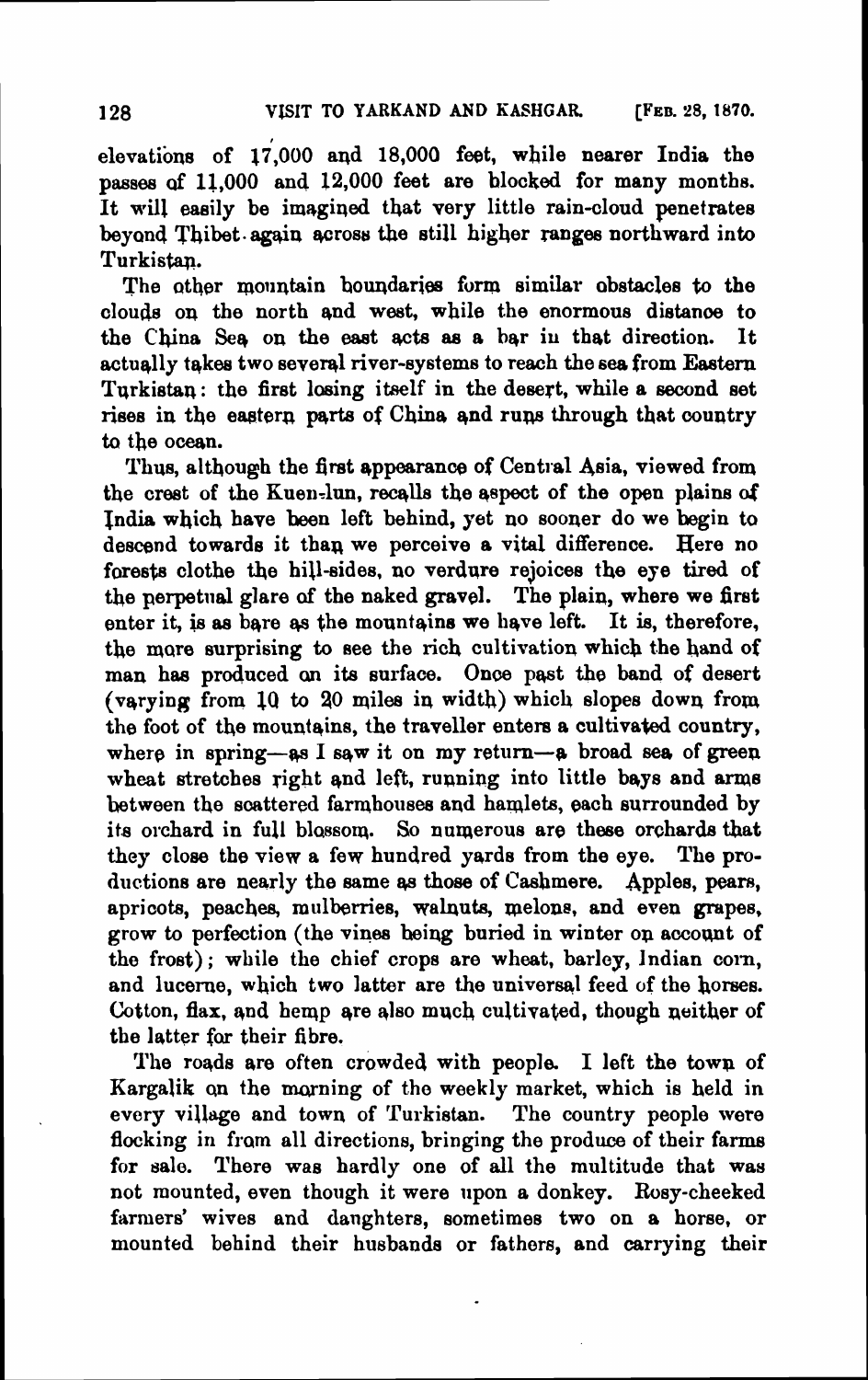elevations of 17,000 and 18,000 feet, while nearer India the passes of 11,000 and 12,000 feet are blocked for many months. It will easily be imagined that very little rain-cloud penetrates beyond Thibet again across the still higher ranges northward into Turkistan.

The other mountain boundaries form similar obstacles to the clouds on the north and west, while the enormous distance to the China Sea on the east acts as a bar in that direction. It actually takes two several river-systems to reach the sea from Eastern Turkistan: the first losing itself in the desert, while a second set rises in the eastern parts of China and runs through that country to the ocean.

Thus, although the first appearance of Central Asia, viewed from the crest of the Kuen-lun, recalls the aspect of the open plains of India which have been left behind, yet no sooner do we begin to descend towards it than we perceive a vital difference. Here no forests clothe the hill-sides, no verdure rejoices the eye tired of the perpetual glare of the naked gravel. The plain, where we first enter it, is as bare as the mountains we have left. It is, therefore, the more surprising to see the rich cultivation which the hand of man has produced on its surface. Once past the band of desert (varying from 10 to 20 miles in width) which slopes down from the foot of the mountains, the traveller enters a cultivated country, where in spring—as I saw it on my return—a broad sea of green wheat stretches right and left, running into little bays and arms between the scattered farmhouses and hamlets, each surrounded by its orchard in full blossom. So numerous are these orchards that they close the view a few hundred yards from the eye. The productions are nearly the same as those of Cashmere. Apples, pears, apricots, peaches, mulberries, walnuts, melons, and even grapes, grow to perfection (the vines being buried in winter on account of the frost); while the chief crops are wheat, barley, Indian corn, and lucerne, which two latter are the universal feed of the horses. Cotton, flax, and hemp are also much cultivated, though neither of the latter for their fibre.

The roads are often crowded with people. I left the town of Kargalik on the morning of the weekly market, which is held in every village and town of Turkistan. The country people were flocking in from all directions, bringing the produce of their farms for sale. There was hardly one of all the multitude that was not mounted, even though it were upon a donkey. Rosy-cheeked farmers' wives and daughters, sometimes two on a horse, or mounted behind their husbands or fathers, and carrying their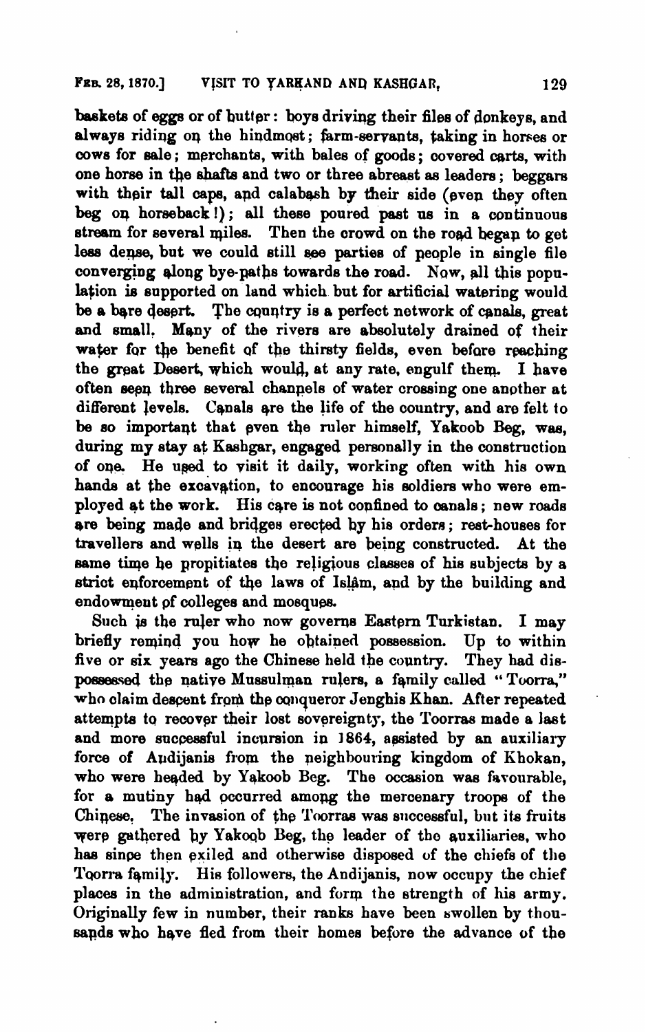baskets of eggs or of butter: boys driving their files of donkeys, and always riding on the hindmost; farm-servants, taking in horses or cows for sale; merchants, with bales of goods; covered carts, with one horse in the shafts and two or three abreast as leaders; beggars with their tall caps, and calabash by their side (even they often beg on horseback!); all these poured past us in a continuous stream for several miles. Then the crowd on the road began to get less dense, but we could still see parties of people in single file converging along bye-paths towards the road. Now, all this population is supported on land which but for artificial watering would be a bare desert. The country is a perfect network of canals, great and small. Many of the rivers are absolutely drained of their water for the benefit of the thirsty fields, even before reaching the great Desert, which would, at any rate, engulf them. I have often seen three several channels of water crossing one another at different levels. Canals are the life of the country, and are felt to be so important that even the ruler himself, Yakoob Beg, was, during my stay at Kashgar, engaged personally in the construction of one. He used to visit it daily, working often with his own hands at the excavation, to encourage his soldiers who were employed at the work. His care is not confined to canals; new roads are being made and bridges erected by his orders; rest-houses for travellers and wells in the desert are being constructed. At the same time he propitiates the religious classes of his subjects by a strict enforcement of the laws of Islâm, and by the building and endowment of colleges and mosques.

Such is the ruler who now governs Eastern Turkistan. I may briefly remind you how he obtained possession. Up to within five or six years ago the Chinese held the country. They had dispossessed the native Mussulman rulers, a family called "Toorra," who claim descent from the conqueror Jenghis Khan. After repeated attempts to recover their lost sovereignty, the Toorras made a last and more successful incursion in 1864, assisted by an auxiliary force of Andijanis from the neighbouring kingdom of Khokan, who were headed by Yakoob Beg. The occasion was favourable, for a mutiny had occurred among the mercenary troops of the Chinese. The invasion of the Toorras was successful, but its fruits were gathered by Yakoob Beg, the leader of the auxiliaries, who has since then exiled and otherwise disposed of the chiefs of the Toorra family. His followers, the Andijanis, now occupy the chief places in the administration, and form the strength of his army. Originally few in number, their ranks have been swollen by thousands who have fled from their homes before the advance of the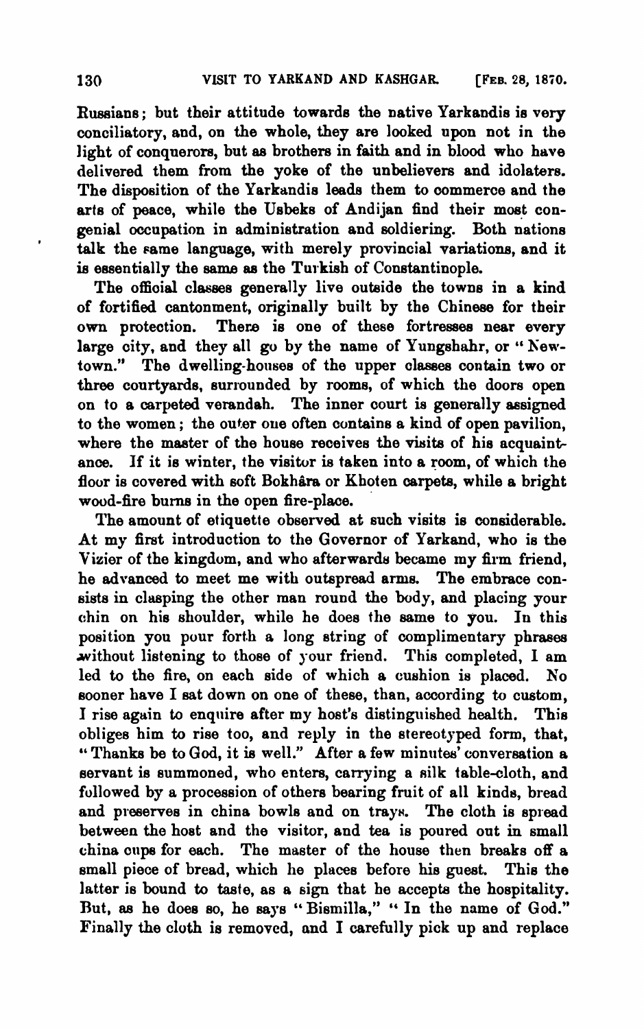Russians; but their attitude towards the native Yarkandis is very conciliatory, and, on the whole, they are looked upon not in the light of conquerors, but as brothers in faith and in blood who have delivered them from the yoke of the unbelievers and idolaters. The disposition of the Yarkandis leads them to commerce and the arts of peace, while the Usbeks of Andijan find their most congenial occupation in administration and soldiering. Both nations talk the same language, with merely provincial variations, and it is essentially the same as the Turkish of Constantinople.

The official classes generally live outside the towns in a kind of fortified cantonment, originally built by the Chinese for their own protection. There is one of these fortresses near every large city, and they all go by the name of Yungshahr, or "New-town." The dwelling-houses of the upper classes contain two or three courtyards, surrounded by rooms, of which the doors open on to a carpeted verandah. The inner court is generally assigned to the women; the outer one often contains a kind of open pavilion, where the master of the house receives the visits of his acquaintance. If it is winter, the visitor is taken into a room, of which the floor is covered with soft Bokhâra or Khoten carpets, while a bright wood-fire burns in the open fire-place.

The amount of etiquette observed at such visits is considerable. At my first introduction to the Governor of Yarkand, who is the Vizier of the kingdom, and who afterwards became my firm friend, he advanced to meet me with outspread arms. The embrace consists in clasping the other man round the body, and placing your chin on his shoulder, while he does the same to you. In this position you pour forth a long string of complimentary phrases without listening to those of your friend. This completed, I am led to the fire, on each side of which a cushion is placed. No sooner have I sat down on one of these, than, according to custom, I rise again to enquire after my host's distinguished health. This obliges him to rise too, and reply in the stereotyped form, that, "Thanks be to God, it is well." After a few minutes' conversation a servant is summoned, who enters, carrying a silk table-cloth, and followed by a procession of others bearing fruit of all kinds, bread and preserves in china bowls and on trays. The cloth is spread between the host and the visitor, and tea is poured out in small china cups for each. The master of the house then breaks off a small piece of bread, which he places before his guest. This the latter is bound to taste, as a sign that he accepts the hospitality. But, as he does so, he says "Bismilla," "In the name of God." Finally the cloth is removed, and I carefully pick up and replace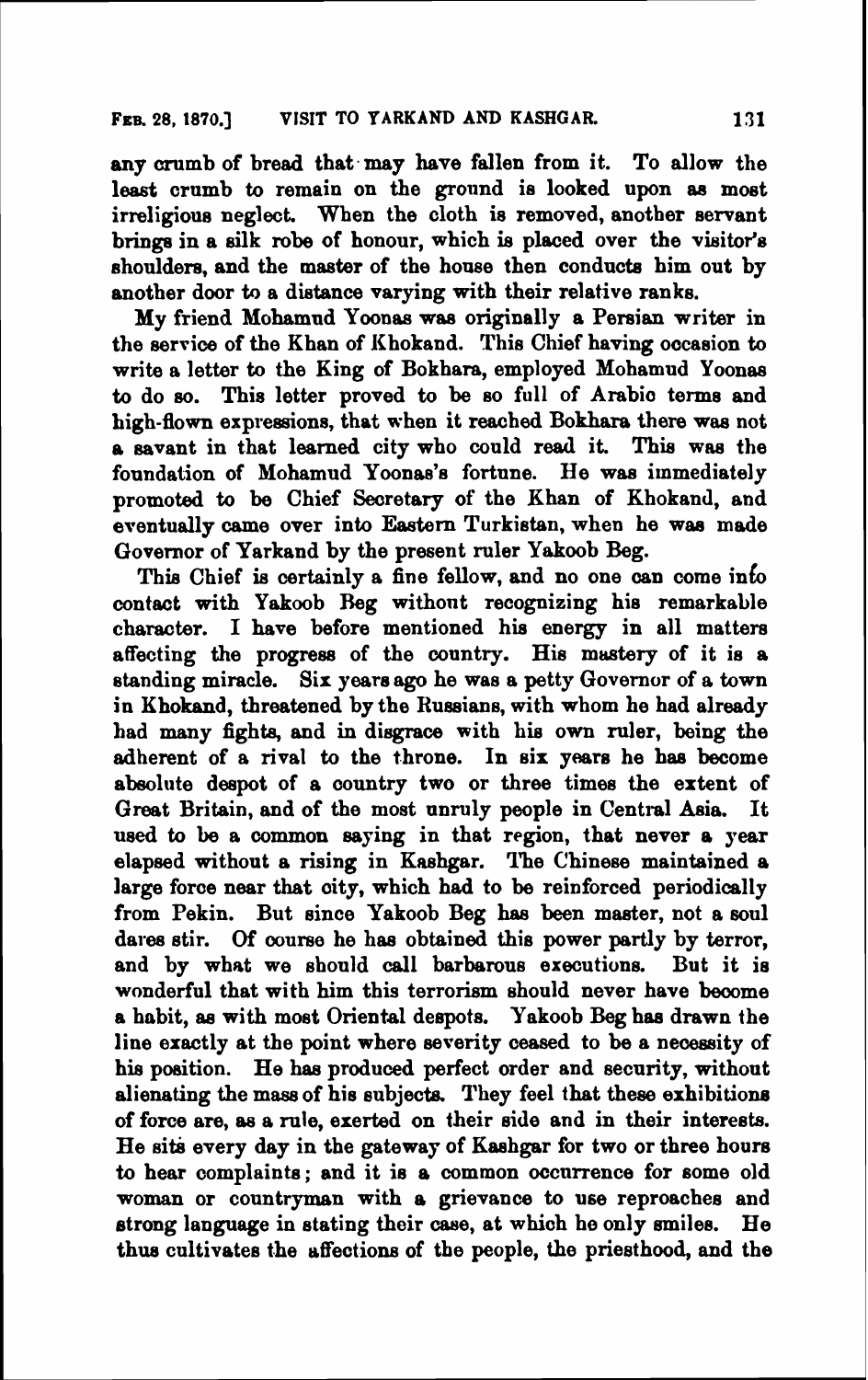any crumb of bread that may have fallen from it. To allow the least crumb to remain on the ground is looked upon as most irreligious neglect. When the cloth is removed, another servant brings in a silk robe of honour, which is placed over the visitor's shoulders, and the master of the house then conducts him out by another door to a distance varying with their relative ranks.

My friend Mohamud Yoonas was originally a Persian writer in the service of the Khan of Khokand. This Chief having occasion to write a letter to the King of Bokhara, employed Mohamud Yoonas to do so. This letter proved to be so full of Arabic terms and high-flown expressions, that when it reached Bokhara there was not a savant in that learned city who could read it. This was the foundation of Mohamud Yoonas's fortune. He was immediately promoted to be Chief Secretary of the Khan of Khokand, and eventually came over into Eastern Turkistan, when he was made Governor of Yarkand by the present ruler Yakoob Beg.

This Chief is certainly a fine fellow, and no one can come into contact with Yakoob Beg without recognizing his remarkable character. I have before mentioned his energy in all matters affecting the progress of the country. His mastery of it is a standing miracle. Six years ago he was a petty Governor of a town in Khokand, threatened by the Russians, with whom he had already had many fights, and in disgrace with his own ruler, being the adherent of a rival to the throne. In six years he has become absolute despot of a country two or three times the extent of Great Britain, and of the most unruly people in Central Asia. It used to be a common saying in that region, that never a year elapsed without a rising in Kashgar. The Chinese maintained a large force near that city, which had to be reinforced periodically from Pekin. But since Yakoob Beg has been master, not a soul dares stir. Of course he has obtained this power partly by terror, and by what we should call barbarous executions. But it is wonderful that with him this terrorism should never have become a habit, as with most Oriental despots. Yakoob Beg has drawn the line exactly at the point where severity ceased to be a necessity of his position. He has produced perfect order and security, without alienating the mass of his subjects. They feel that these exhibitions of force are, as a rule, exerted on their side and in their interests. He sits every day in the gateway of Kashgar for two or three hours to hear complaints; and it is a common occurrence for some old woman or countryman with a grievance to use reproaches and strong language in stating their case, at which he only smiles. He thus cultivates the affections of the people, the priesthood, and the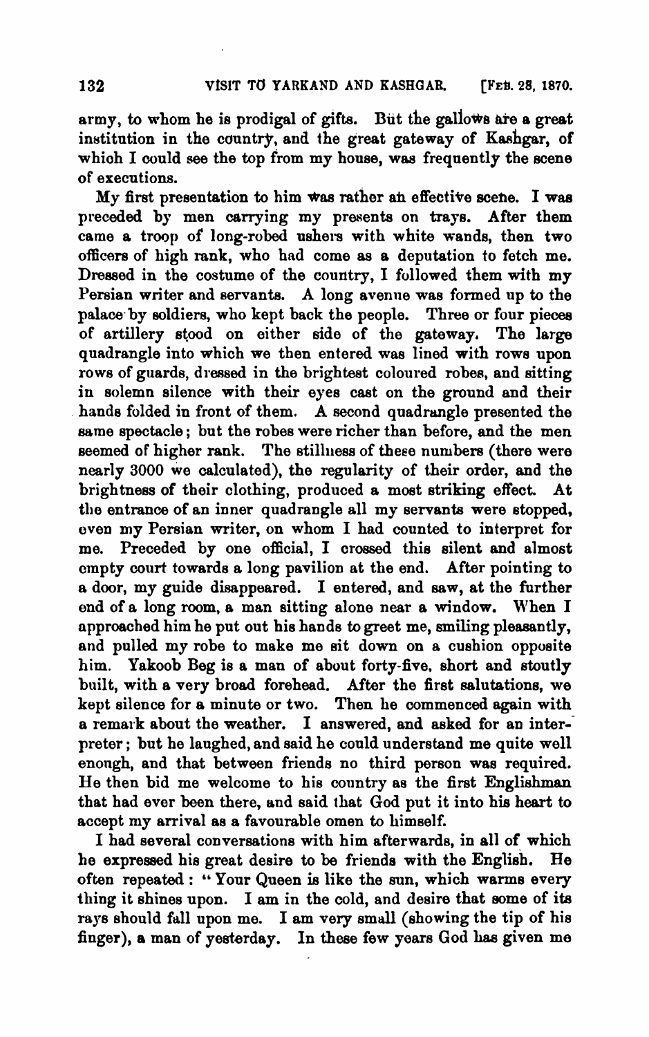army, to whom he is prodigal of gifts. But the gallows are a great institution in the country, and the great gateway of Kashgar, of which I could see the top from my house, was frequently the scene of executions.

My first presentation to him was rather an effective scene. I was preceded by men carrying my presents on trays. After them came a troop of long-robed ushers with white wands, then two officers of high rank, who had come as a deputation to fetch me. Dressed in the costume of the country, I followed them with my Persian writer and servants. A long avenue was formed up to the palace by soldiers, who kept back the people. Three or four pieces of artillery stood on either side of the gateway. The large quadrangle into which we then entered was lined with rows upon rows of guards, dressed in the brightest coloured robes, and sitting in solemn silence with their eyes cast on the ground and their hands folded in front of them. A second quadrangle presented the same spectacle; but the robes were richer than before, and the men seemed of higher rank. The stillness of these numbers (there were nearly 3000 we calculated), the regularity of their order, and the brightness of their clothing, produced a most striking effect. At the entrance of an inner quadrangle all my servants were stopped, even my Persian writer, on whom I had counted to interpret for me. Preceded by one official, I crossed this silent and almost empty court towards a long pavilion at the end. After pointing to a door, my guide disappeared. I entered, and saw, at the further end of a long room, a man sitting alone near a window. When I approached him he put out his hands to greet me, smiling pleasantly, and pulled my robe to make me sit down on a cushion opposite him. Yakoob Beg is a man of about forty-five, short and stoutly built, with a very broad forehead. After the first salutations, we kept silence for a minute or two. Then he commenced again with a remark about the weather. I answered, and asked for an interpreter; but he laughed, and said he could understand me quite well enough, and that between friends no third person was required. He then bid me welcome to his country as the first Englishman that had ever been there, and said that God put it into his heart to accept my arrival as a favourable omen to himself.

I had several conversations with him afterwards, in all of which he expressed his great desire to be friends with the English. He often repeated: "Your Queen is like the sun, which warms every thing it shines upon. I am in the cold, and desire that some of its rays should fall upon me. I am very small (showing the tip of his finger), a man of yesterday. In these few years God has given me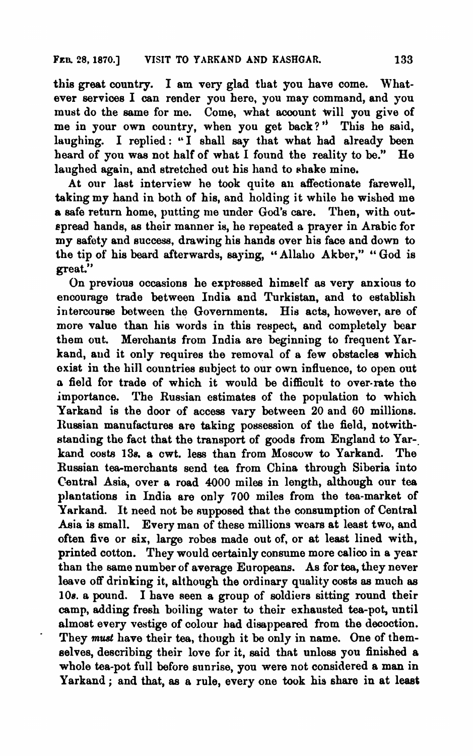this great country. I am very glad that you have come. Whatever services I can render you here, you may command, and you must do the same for me. Come, what account will you give of me in your own country, when you get back?" This he said, laughing. I replied: "I shall say that what had already been heard of you was not half of what I found the reality to be." He laughed again, and stretched out his hand to shake mine.

At our last interview he took quite an affectionate farewell, taking my hand in both of his, and holding it while he wished me a safe return home, putting me under God's care. Then, with outspread hands, as their manner is, he repeated a prayer in Arabic for my safety and success, drawing his hands over his face and down to the tip of his beard afterwards, saying, "Allaho Akber," "God is great."

On previous occasions he expressed himself as very anxious to encourage trade between India and Turkistan, and to establish intercourse between the Governments. His acts, however, are of more value than his words in this respect, and completely bear them out. Merchants from India are beginning to frequent Yarkand, and it only requires the removal of a few obstacles which exist in the hill countries subject to our own influence, to open out a field for trade of which it would be difficult to over-rate the importance. The Russian estimates of the population to which Yarkand is the door of access vary between 20 and 60 millions. Russian manufactures are taking possession of the field, notwithstanding the fact that the transport of goods from England to Yarkand costs 13*s.* a cwt. less than from Moscow to Yarkand. The Russian tea-merchants send tea from China through Siberia into Central Asia, over a road 4000 miles in length, although our tea plantations in India are only 700 miles from the tea-market of Yarkand. It need not be supposed that the consumption of Central Asia is small. Every man of these millions wears at least two, and often five or six, large robes made out of, or at least lined with, printed cotton. They would certainly consume more calico in a year than the same number of average Europeans. As for tea, they never leave off drinking it, although the ordinary quality costs as much as 10*s.* a pound. I have seen a group of soldiers sitting round their camp, adding fresh boiling water to their exhausted tea-pot, until almost every vestige of colour had disappeared from the decoction. They *must* have their tea, though it be only in name. One of themselves, describing their love for it, said that unless you finished a whole tea-pot full before sunrise, you were not considered a man in Yarkand; and that, as a rule, every one took his share in at least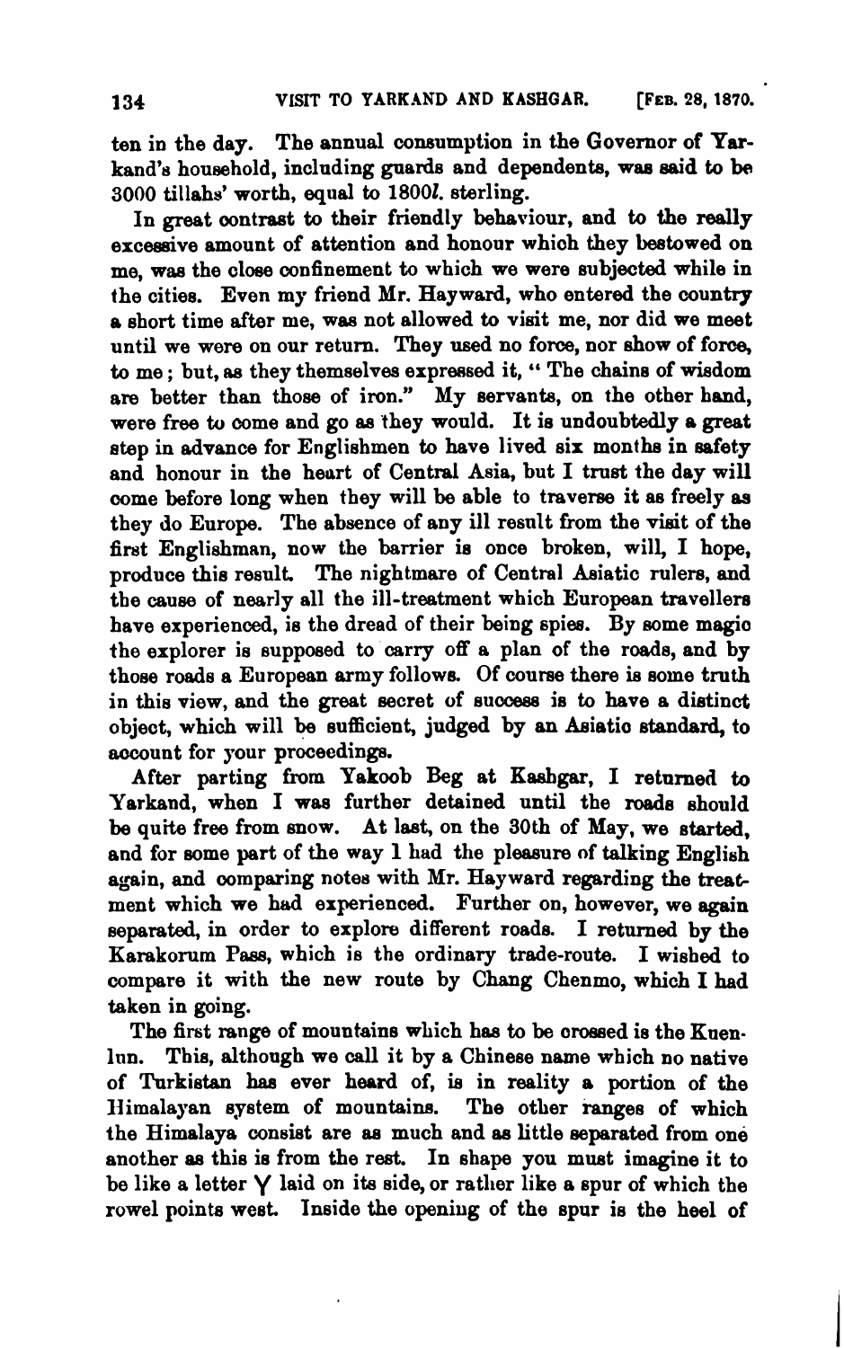ten in the day. The annual consumption in the Governor of Yarkand's household, including guards and dependents, was said to be 3000 tillahs' worth, equal to 1800*l.* sterling.

In great contrast to their friendly behaviour, and to the really excessive amount of attention and honour which they bestowed on me, was the close confinement to which we were subjected while in the cities. Even my friend Mr. Hayward, who entered the country a short time after me, was not allowed to visit me, nor did we meet until we were on our return. They used no force, nor show of force, to me; but, as they themselves expressed it, "The chains of wisdom are better than those of iron." My servants, on the other hand, were free to come and go as they would. It is undoubtedly a great step in advance for Englishmen to have lived six months in safety and honour in the heart of Central Asia, but I trust the day will come before long when they will be able to traverse it as freely as they do Europe. The absence of any ill result from the visit of the first Englishman, now the barrier is once broken, will, I hope, produce this result. The nightmare of Central Asiatic rulers, and the cause of nearly all the ill-treatment which European travellers have experienced, is the dread of their being spies. By some magic the explorer is supposed to carry off a plan of the roads, and by those roads a European army follows. Of course there is some truth in this view, and the great secret of success is to have a distinct object, which will be sufficient, judged by an Asiatic standard, to account for your proceedings.

After parting from Yakoob Beg at Kashgar, I returned to Yarkand, when I was further detained until the roads should be quite free from snow. At last, on the 30th of May, we started, and for some part of the way I had the pleasure of talking English again, and comparing notes with Mr. Hayward regarding the treatment which we had experienced. Further on, however, we again separated, in order to explore different roads. I returned by the Karakorum Pass, which is the ordinary trade-route. I wished to compare it with the new route by Chang Chenmo, which I had taken in going.

The first range of mountains which has to be crossed is the Kuenlun. This, although we call it by a Chinese name which no native of Turkistan has ever heard of, is in reality a portion of the Himalayan system of mountains. The other ranges of which the Himalaya consist are as much and as little separated from one another as this is from the rest. In shape you must imagine it to be like a letter Y laid on its side, or rather like a spur of which the rowel points west. Inside the opening of the spur is the heel of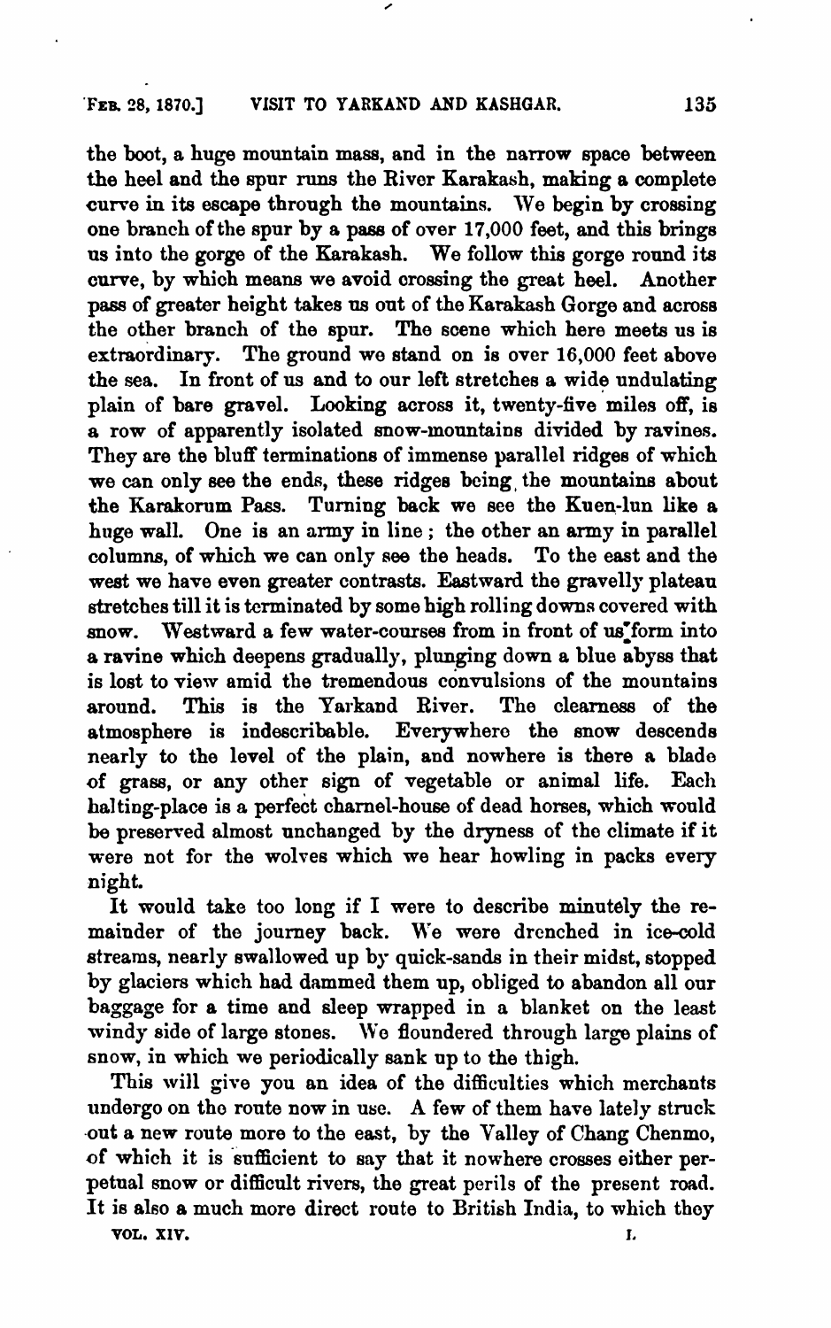the boot, a huge mountain mass, and in the narrow space between the heel and the spur runs the River Karakash, making a complete curve in its escape through the mountains. We begin by crossing one branch of the spur by a pass of over 17,000 feet, and this brings us into the gorge of the Karakash. We follow this gorge round its curve, by which means we avoid crossing the great heel. Another pass of greater height takes us out of the Karakash Gorge and across the other branch of the spur. The scene which here meets us is extraordinary. The ground we stand on is over 16,000 feet above the sea. In front of us and to our left stretches a wide undulating plain of bare gravel. Looking across it, twenty-five miles off, is a row of apparently isolated snow-mountains divided by ravines. They are the bluff terminations of immense parallel ridges of which we can only see the ends, these ridges being the mountains about the Karakorum Pass. Turning back we see the Kuen-lun like a huge wall. One is an army in line; the other an army in parallel columns, of which we can only see the heads. To the east and the west we have even greater contrasts. Eastward the gravelly plateau stretches till it is terminated by some high rolling downs covered with snow. Westward a few water-courses from in front of us form into a ravine which deepens gradually, plunging down a blue abyss that is lost to view amid the tremendous convulsions of the mountains around. This is the Yarkand River. The clearness of the atmosphere is indescribable. Everywhere the snow descends nearly to the level of the plain, and nowhere is there a blade of grass, or any other sign of vegetable or animal life. Each halting-place is a perfect charnel-house of dead horses, which would be preserved almost unchanged by the dryness of the climate if it were not for the wolves which we hear howling in packs every night.

It would take too long if I were to describe minutely the remainder of the journey back. We were drenched in ice-cold streams, nearly swallowed up by quick-sands in their midst, stopped by glaciers which had dammed them up, obliged to abandon all our baggage for a time and sleep wrapped in a blanket on the least windy side of large stones. We floundered through large plains of snow, in which we periodically sank up to the thigh.

This will give you an idea of the difficulties which merchants undergo on the route now in use. A few of them have lately struck out a new route more to the east, by the Valley of Chang Chenmo, of which it is sufficient to say that it nowhere crosses either perpetual snow or difficult rivers, the great perils of the present road. It is also a much more direct route to British India, to which they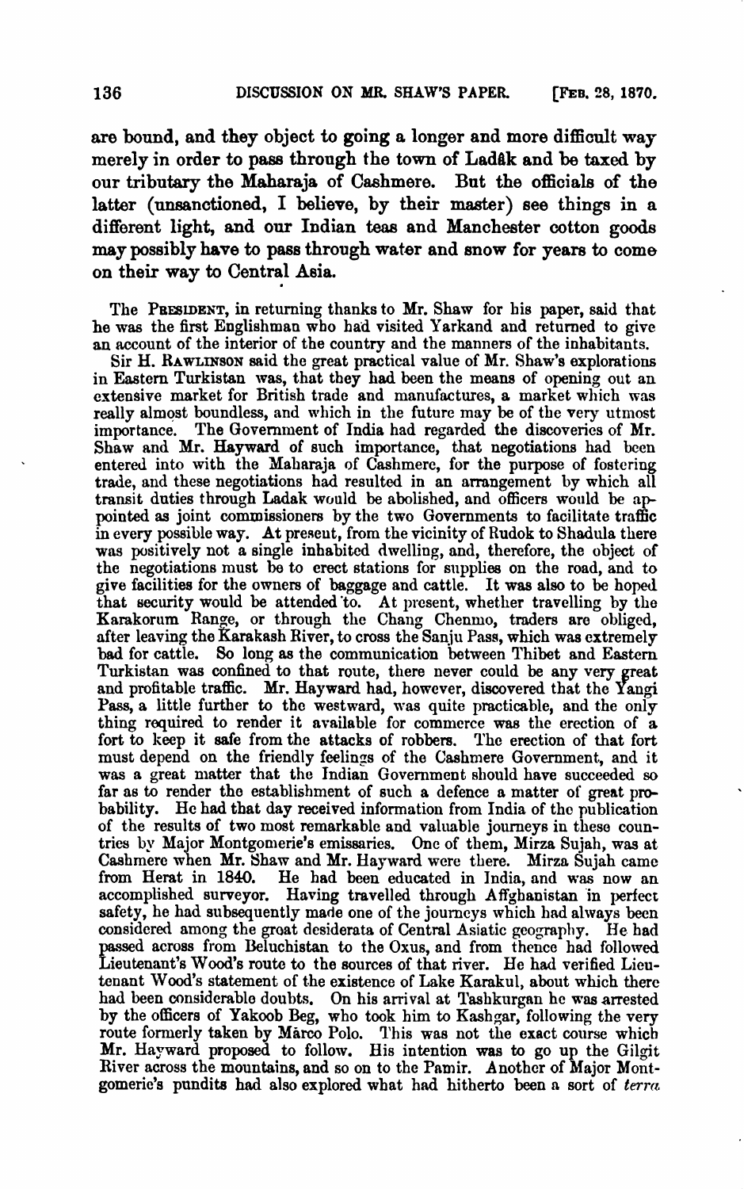are bound, and they object to going a longer and more difficult way merely in order to pass through the town of Ladâk and be taxed by our tributary the Maharaja of Cashmere. But the officials of the latter (unsanctioned, I believe, by their master) see things in a different light, and our Indian teas and Manchester cotton goods may possibly have to pass through water and snow for years to come on their way to Central Asia.

The PRESIDENT, in returning thanks to Mr. Shaw for his paper, said that he was the first Englishman who had visited Yarkand and returned to give an account of the interior of the country and the manners of the inhabitants.

Sir H. RAWLINSON said the great practical value of Mr. Shaw's explorations in Eastern Turkistan was, that they had been the means of opening out an extensive market for British trade and manufactures, a market which was really almost boundless, and which in the future may be of the very utmost importance. The Government of India had regarded the discoveries of Mr. Shaw and Mr. Hayward of such importance, that negotiations had been entered into with the Maharaja of Cashmere, for the purpose of fostering trade, and these negotiations had resulted in an arrangement by which all transit duties through Ladak would be abolished, and officers would be appointed as joint commissioners by the two Governments to facilitate traffic in every possible way. At present, from the vicinity of Rudok to Shadula there was positively not a single inhabited dwelling, and, therefore, the object of the negotiations must be to erect stations for supplies on the road, and to give facilities for the owners of baggage and cattle. It was also to be hoped that security would be attended to. At present, whether travelling by the Karakorum Range, or through the Chang Chenmo, traders are obliged, after leaving the Karakash River, to cross the Sanju Pass, which was extremely bad for cattle. So long as the communication between Thibet and Eastern Turkistan was confined to that route, there never could be any very great and profitable traffic. Mr. Hayward had, however, discovered that the Yangi Pass, a little further to the westward, was quite practicable, and the only thing required to render it available for commerce was the erection of a fort to keep it safe from the attacks of robbers. The erection of that fort must depend on the friendly feelings of the Cashmere Government, and it was a great matter that the Indian Government should have succeeded so far as to render the establishment of such a defence a matter of great probability. He had that day received information from India of the publication of the results of two most remarkable and valuable journeys in these countries by Major Montgomerie's emissaries. One of them, Mirza Sujah, was at Cashmere when Mr. Shaw and Mr. Hayward were there. Mirza Sujah came from Herat in 1840. He had been educated in India, and was now an accomplished surveyor. Having travelled through Affghanistan in perfect safety, he had subsequently made one of the journeys which had always been considered among the great desiderata of Central Asiatic geography. He had passed across from Beluchistan to the Oxus, and from thence had followed Lieutenant's Wood's route to the sources of that river. He had verified Lieutenant Wood's statement of the existence of Lake Karakul, about which there had been considerable doubts. On his arrival at Tashkurgan he was arrested by the officers of Yakoob Beg, who took him to Kashgar, following the very route formerly taken by Mârco Polo. This was not the exact course which Mr. Hayward proposed to follow. His intention was to go up the Gilgit River across the mountains, and so on to the Pamir. Another of Major Montgomerie's pundits had also explored what had hitherto been a sort of *terra*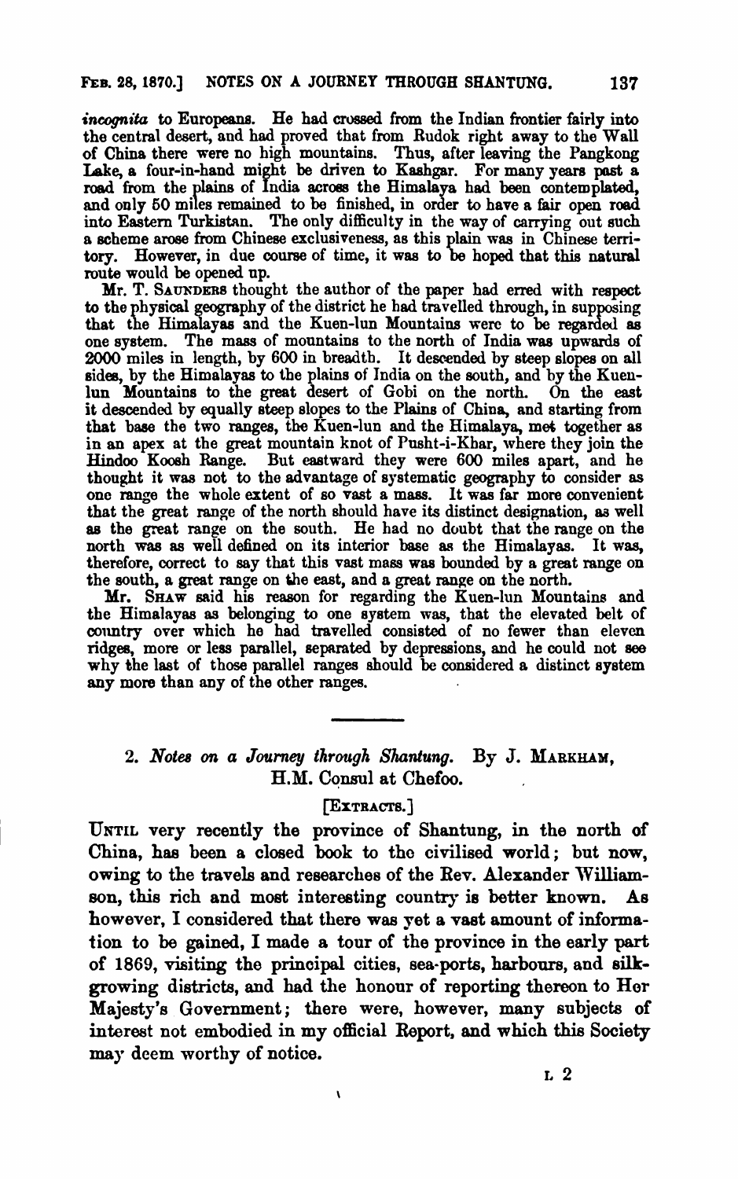*incognita* to Europeans. He had crossed from the Indian frontier fairly into the central desert, and had proved that from Rudok right away to the Wall of China there were no high mountains. Thus, after leaving the Pangkong Lake, a four-in-hand might be driven to Kashgar. For many years past a road from the plains of India across the Himalaya had been contemplated, and only 50 miles remained to be finished, in order to have a fair open road into Eastern Turkistan. The only difficulty in the way of carrying out such a scheme arose from Chinese exclusiveness, as this plain was in Chinese territory. However, in due course of time, it was to be hoped that this natural route would be opened up.

Mr. T. SAUNDERS thought the author of the paper had erred with respect to the physical geography of the district he had travelled through, in supposing that the Himalayas and the Kuen-lun Mountains were to be regarded as one system. The mass of mountains to the north of India was upwards of 2000 miles in length, by 600 in breadth. It descended by steep slopes on all sides, by the Himalayas to the plains of India on the south, and by the Kuen-lun Mountains to the great desert of Gobi on the north. On the east it descended by equally steep slopes to the Plains of China, and starting from that base the two ranges, the Kuen-lun and the Himalaya, met together as in an apex at the great mountain knot of Pusht-i-Khar, where they join the Hindoo Koosh Range. But eastward they were 600 miles apart, and he thought it was not to the advantage of systematic geography to consider as one range the whole extent of so vast a mass. It was far more convenient that the great range of the north should have its distinct designation, as well as the great range on the south. He had no doubt that the range on the north was as well defined on its interior base as the Himalayas. It was, therefore, correct to say that this vast mass was bounded by a great range on the south, a great range on the east, and a great range on the north.

Mr. SHAW said his reason for regarding the Kuen-lun Mountains and the Himalayas as belonging to one system was, that the elevated belt of country over which he had travelled consisted of no fewer than eleven ridges, more or less parallel, separated by depressions, and he could not see why the last of those parallel ranges should be considered a distinct system any more than any of the other ranges.

---

## 2. *Notes on a Journey through Shantung.* By J. MARKHAM, H.M. Consul at Chefoo.

[EXTRACTS.]

UNTIL very recently the province of Shantung, in the north of China, has been a closed book to the civilised world; but now, owing to the travels and researches of the Rev. Alexander Williamson, this rich and most interesting country is better known. As however, I considered that there was yet a vast amount of information to be gained, I made a tour of the province in the early part of 1869, visiting the principal cities, sea-ports, harbours, and silk-growing districts, and had the honour of reporting thereon to Her Majesty's Government; there were, however, many subjects of interest not embodied in my official Report, and which this Society may deem worthy of notice.